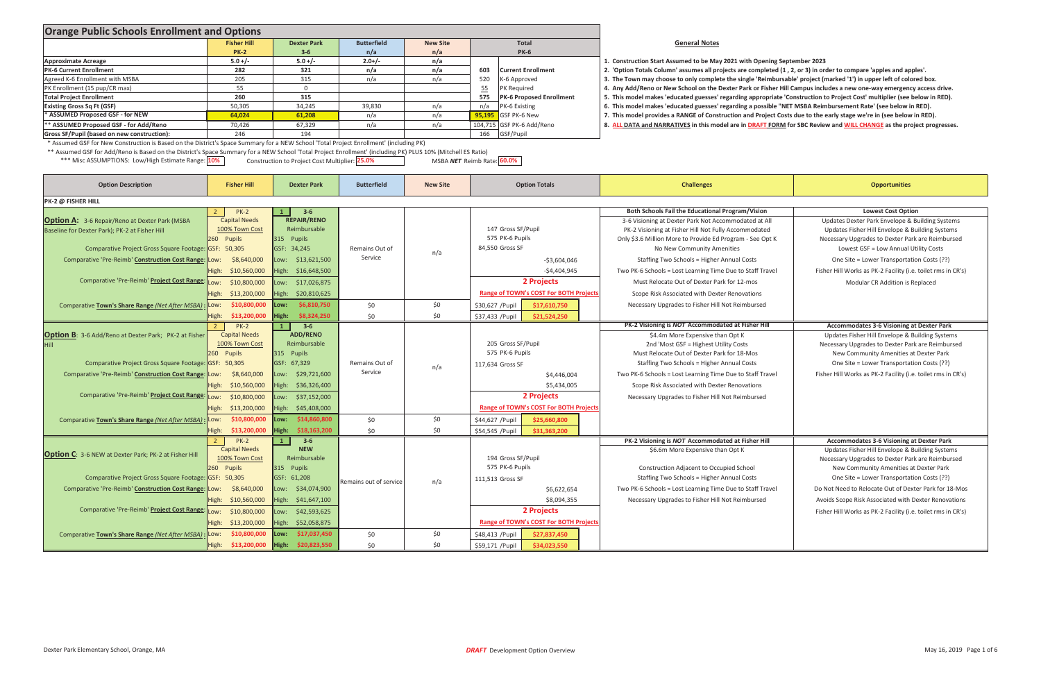# Orange Public Schools Enrollment and Options

| | Fisher Hill PK-2 | Dexter Park 3-6 | Butterfield n/a | New Site n/a | Total PK-6 | |
|---|---|---|---|---|---|---|
| Approximate Acreage | 5.0 +/- | 5.0 +/- | 2.0+/- | n/a | | |
| PK-6 Current Enrollment | 282 | 321 | n/a | n/a | 603 | Current Enrollment |
| Agreed K-6 Enrollment with MSBA | 205 | 315 | n/a | n/a | 520 | K-6 Approved |
| PK Enrollment (15 pup/CR max) | 55 | 0 | | | 55 | PK Required |
| Total Project Enrollment | 260 | 315 | | | 575 | PK-6 Proposed Enrollment |
| Existing Gross Sq Ft (GSF) | 50,305 | 34,245 | 39,830 | n/a | n/a | PK-6 Existing |
| * ASSUMED Proposed GSF - for NEW | 64,024 | 61,208 | n/a | n/a | 95,195 | GSF PK-6 New |
| ** ASSUMED Proposed GSF - for Add/Reno | 70,426 | 67,329 | n/a | n/a | 104,715 | GSF PK-6 Add/Reno |
| Gross SF/Pupil (based on new construction): | 246 | 194 | | | 166 | GSF/Pupil |

\* Assumed GSF for New Construction is Based on the District's Space Summary for a NEW School 'Total Project Enrollment' (including PK)

\** Assumed GSF for Add/Reno is Based on the District's Space Summary for a NEW School 'Total Project Enrollment' (including PK) PLUS 10% (Mitchell ES Ratio)

\*** Misc ASSUMPTIONS: Low/High Estimate Range: **10%** Construction to Project Cost Multiplier: **25.0%** MSBA ***NET*** Reimb Rate: **60.0%**

## General Notes

1. Construction Start Assumed to be May 2021 with Opening September 2023
2. 'Option Totals Column' assumes all projects are completed (1 , 2, or 3) in order to compare 'apples and apples'.
3. The Town may choose to only complete the single 'Reimbursable' project (marked '1') in upper left of colored box.
4. Any Add/Reno or New School on the Dexter Park or Fisher Hill Campus includes a new one-way emergency access drive.
5. This model makes 'educated guesses' regarding appropriate 'Construction to Project Cost' multiplier (see below in RED).
6. This model makes 'educated guesses' regarding a possible "NET MSBA Reimbursement Rate' (see below in RED).
7. This model provides a RANGE of Construction and Project Costs due to the early stage we're in (see below in RED).
8. **ALL DATA and NARRATIVES** in this model are in **DRAFT FORM** for SBC Review and **WILL CHANGE** as the project progresses.

## PK-2 @ FISHER HILL

| Option Description | Fisher Hill | Dexter Park | Butterfield | New Site | Option Totals | Challenges | Opportunities |
|---|---|---|---|---|---|---|---|
| **Option A:** 3-6 Repair/Reno at Dexter Park (MSBA Baseline for Dexter Park); PK-2 at Fisher Hill | 2 PK-2 Capital Needs 100% Town Cost 260 Pupils | 1 3-6 REPAIR/RENO Reimbursable 315 Pupils | | | 147 Gross SF/Pupil; 575 PK-6 Pupils | **Both Schools Fail the Educational Program/Vision** | **Lowest Cost Option** |
| Comparative Project Gross Square Footage: | GSF: 50,305 | GSF: 34,245 | Remains Out of Service | n/a | 84,550 Gross SF | 3-6 Visioning at Dexter Park Not Accommodated at All | Updates Dexter Park Envelope & Building Systems |
| Comparative 'Pre-Reimb' Construction Cost Range: | Low: $8,640,000 / High: $10,560,000 | Low: $13,621,500 / High: $16,648,500 | | | -$3,604,046 / -$4,404,945 | PK-2 Visioning at Fisher Hill Not Fully Accommodated; Only $3.6 Million More to Provide Ed Program - See Opt K | Updates Fisher Hill Envelope & Building Systems; Necessary Upgrades to Dexter Park are Reimbursed |
| Comparative 'Pre-Reimb' Project Cost Range: | Low: $10,800,000 / High: $13,200,000 | Low: $17,026,875 / High: $20,810,625 | | | 2 Projects; Range of TOWN's COST For BOTH Projects | No New Community Amenities; Staffing Two Schools = Higher Annual Costs; Two PK-6 Schools = Lost Learning Time Due to Staff Travel | Lowest GSF = Low Annual Utility Costs; One Site = Lower Transportation Costs (??); Fisher Hill Works as PK-2 Facility (i.e. toilet rms in CR's) |
| Comparative Town's Share Range (Net After MSBA): | Low: $10,800,000 / High: $13,200,000 | Low: $6,810,750 / High: $8,324,250 | $0 / $0 | $0 / $0 | $30,627 /Pupil $17,610,750; $37,433 /Pupil $21,524,250 | Must Relocate Out of Dexter Park for 12-mos; Scope Risk Associated with Dexter Renovations; Necessary Upgrades to Fisher Hill Not Reimbursed | Modular CR Addition is Replaced |
| **Option B:** 3-6 Add/Reno at Dexter Park; PK-2 at Fisher Hill | 2 PK-2 Capital Needs 100% Town Cost 260 Pupils | 1 3-6 ADD/RENO Reimbursable 315 Pupils | | | 205 Gross SF/Pupil; 575 PK-6 Pupils | **PK-2 Visioning is *NOT* Accommodated at Fisher Hill** | **Accommodates 3-6 Visioning at Dexter Park** |
| Comparative Project Gross Square Footage: | GSF: 50,305 | GSF: 67,329 | Remains Out of Service | n/a | 117,634 Gross SF | $4.4m More Expensive than Opt K; 2nd 'Most GSF = Highest Utility Costs | Updates Fisher Hill Envelope & Building Systems; Necessary Upgrades to Dexter Park are Reimbursed |
| Comparative 'Pre-Reimb' Construction Cost Range: | Low: $8,640,000 / High: $10,560,000 | Low: $29,721,600 / High: $36,326,400 | | | $4,446,004 / $5,434,005 | Must Relocate Out of Dexter Park for 18-Mos; Staffing Two Schools = Higher Annual Costs | New Community Amenities at Dexter Park; One Site = Lower Transportation Costs (??) |
| Comparative 'Pre-Reimb' Project Cost Range: | Low: $10,800,000 / High: $13,200,000 | Low: $37,152,000 / High: $45,408,000 | | | 2 Projects; Range of TOWN's COST For BOTH Projects | Two PK-6 Schools = Lost Learning Time Due to Staff Travel; Scope Risk Associated with Dexter Renovations; Necessary Upgrades to Fisher Hill Not Reimbursed | Fisher Hill Works as PK-2 Facility (i.e. toilet rms in CR's) |
| Comparative Town's Share Range (Net After MSBA): | Low: $10,800,000 / High: $13,200,000 | Low: $14,860,800 / High: $18,163,200 | $0 / $0 | $0 / $0 | $44,627 /Pupil $25,660,800; $54,545 /Pupil $31,363,200 | | |
| **Option C:** 3-6 NEW at Dexter Park; PK-2 at Fisher Hill | 2 PK-2 Capital Needs 100% Town Cost 260 Pupils | 1 3-6 NEW Reimbursable 315 Pupils | | | 194 Gross SF/Pupil; 575 PK-6 Pupils | **PK-2 Visioning is *NOT* Accommodated at Fisher Hill** | **Accommodates 3-6 Visioning at Dexter Park** |
| Comparative Project Gross Square Footage: | GSF: 50,305 | GSF: 61,208 | Remains out of service | n/a | 111,513 Gross SF | $6.6m More Expensive than Opt K | Updates Fisher Hill Envelope & Building Systems; Necessary Upgrades to Dexter Park are Reimbursed |
| Comparative 'Pre-Reimb' Construction Cost Range: | Low: $8,640,000 / High: $10,560,000 | Low: $34,074,900 / High: $41,647,100 | | | $6,622,654 / $8,094,355 | Construction Adjacent to Occupied School; Staffing Two Schools = Higher Annual Costs | New Community Amenities at Dexter Park; One Site = Lower Transportation Costs (??) |
| Comparative 'Pre-Reimb' Project Cost Range: | Low: $10,800,000 / High: $13,200,000 | Low: $42,593,625 / High: $52,058,875 | | | 2 Projects; Range of TOWN's COST For BOTH Projects | Two PK-6 Schools = Lost Learning Time Due to Staff Travel; Necessary Upgrades to Fisher Hill Not Reimbursed | Do Not Need to Relocate Out of Dexter Park for 18-Mos; Avoids Scope Risk Associated with Dexter Renovations; Fisher Hill Works as PK-2 Facility (i.e. toilet rms in CR's) |
| Comparative Town's Share Range (Net After MSBA): | Low: $10,800,000 / High: $13,200,000 | Low: $17,037,450 / High: $20,823,550 | $0 / $0 | $0 / $0 | $48,413 /Pupil $27,837,450; $59,171 /Pupil $34,023,550 | | |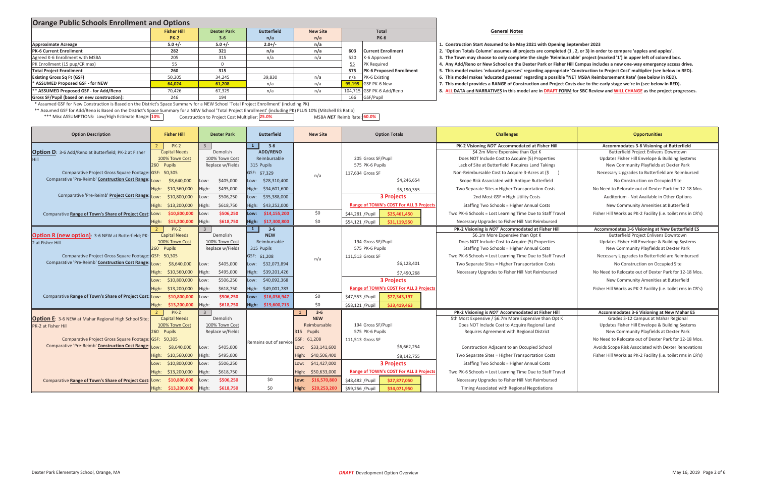## Orange Public Schools Enrollment and Options

| | Fisher Hill | Dexter Park | Butterfield | New Site | Total | |
|---|---|---|---|---|---|---|
| | PK-2 | 3-6 | n/a | n/a | PK-6 | |
| Approximate Acreage | 5.0 +/- | 5.0 +/- | 2.0+/- | n/a | | |
| PK-6 Current Enrollment | 282 | 321 | n/a | n/a | 603 | Current Enrollment |
| Agreed K-6 Enrollment with MSBA | 205 | 315 | n/a | n/a | 520 | K-6 Approved |
| PK Enrollment (15 pup/CR max) | 55 | 0 | | | 55 | PK Required |
| Total Project Enrollment | 260 | 315 | | | 575 | PK-6 Proposed Enrollment |
| Existing Gross Sq Ft (GSF) | 50,305 | 34,245 | 39,830 | n/a | n/a | PK-6 Existing |
| * ASSUMED Proposed GSF - for NEW | 64,024 | 61,208 | n/a | n/a | 95,195 | GSF PK-6 New |
| ** ASSUMED Proposed GSF - for Add/Reno | 70,426 | 67,329 | n/a | n/a | 104,715 | GSF PK-6 Add/Reno |
| Gross SF/Pupil (based on new construction): | 246 | 194 | | | 166 | GSF/Pupil |

\* Assumed GSF for New Construction is Based on the District's Space Summary for a NEW School 'Total Project Enrollment' (including PK)

\** Assumed GSF for Add/Reno is Based on the District's Space Summary for a NEW School 'Total Project Enrollment' (including PK) PLUS 10% (Mitchell ES Ratio)

\*** Misc ASSUMPTIONS: Low/High Estimate Range: **10%** Construction to Project Cost Multiplier: **25.0%** MSBA ***NET*** Reimb Rate: **60.0%**

### General Notes

1. Construction Start Assumed to be May 2021 with Opening September 2023
2. 'Option Totals Column' assumes all projects are completed (1 , 2, or 3) in order to compare 'apples and apples'.
3. The Town may choose to only complete the single 'Reimbursable' project (marked '1') in upper left of colored box.
4. Any Add/Reno or New School on the Dexter Park or Fisher Hill Campus includes a new one-way emergency access drive.
5. This model makes 'educated guesses' regarding appropriate 'Construction to Project Cost' multiplier (see below in RED).
6. This model makes 'educated guesses' regarding a possible "NET MSBA Reimbursement Rate' (see below in RED).
7. This model provides a RANGE of Construction and Project Costs due to the early stage we're in (see below in RED).
8. **ALL DATA and NARRATIVES** in this model are in **DRAFT FORM** for SBC Review and **WILL CHANGE** as the project progresses.

### Option D: 3-6 Add/Reno at Butterfield; PK-2 at Fisher Hill

| Option Description | Fisher Hill | Dexter Park | Butterfield | New Site | Option Totals |
|---|---|---|---|---|---|
| | 2 — PK-2; Capital Needs; 100% Town Cost; 260 Pupils | 3 — Demolish; 100% Town Cost; Replace w/Fields | 1 — 3-6 ADD/RENO; Reimbursable; 315 Pupils | n/a | 205 Gross SF/Pupil; 575 PK-6 Pupils |
| Comparative Project Gross Square Footage | GSF: 50,305 | | GSF: 67,329 | | 117,634 Gross SF |
| Comparative 'Pre-Reimb' Construction Cost Range | Low: $8,640,000 | Low: $405,000 | Low: $28,310,400 | | $4,246,654 |
| | High: $10,560,000 | High: $495,000 | High: $34,601,600 | | $5,190,355 |
| Comparative 'Pre-Reimb' Project Cost Range | Low: $10,800,000 | Low: $506,250 | Low: $35,388,000 | | 3 Projects |
| | High: $13,200,000 | High: $618,750 | High: $43,252,000 | | Range of TOWN's COST For ALL 3 Projects |
| Comparative Range of Town's Share of Project Cost | Low: $10,800,000 | Low: $506,250 | Low: $14,155,200 | $0 | $44,281 /Pupil — $25,461,450 |
| | High: $13,200,000 | High: $618,750 | High: $17,300,800 | $0 | $54,121 /Pupil — $31,119,550 |

**Challenges:** PK-2 Visioning *NOT* Accommodated at Fisher Hill
- $4.2m More Expensive than Opt K
- Does NOT Include Cost to Acquire (5) Properties
- Lack of Site at Butterfield Requires Land Takings
- Non-Reimbursable Cost to Acquire 3-Acres at ($ )
- Scope Risk Associated with Antique Butterfield
- Two Separate Sites = Higher Transportation Costs
- 2nd Most GSF = High Utility Costs
- Staffing Two Schools = Higher Annual Costs
- Two PK-6 Schools = Lost Learning Time Due to Staff Travel
- Necessary Upgrades to Fisher Hill Not Reimbursed

**Opportunities:** Accommodates 3-6 Visioning at Butterfield
- Butterfield Project Enlivens Downtown
- Updates Fisher Hill Envelope & Building Systems
- New Community Playfields at Dexter Park
- Necessary Upgrades to Butterfield are Reimbursed
- No Construction on Occupied Site
- No Need to Relocate out of Dexter Park for 12-18 Mos.
- Auditorium - Not Available in Other Options
- New Community Amenities at Butterfield
- Fisher Hill Works as PK-2 Facility (i.e. toilet rms in CR's)

### Option R (new option): 3-6 NEW at Butterfield; PK-2 at Fisher Hill

| Option Description | Fisher Hill | Dexter Park | Butterfield | New Site | Option Totals |
|---|---|---|---|---|---|
| | 2 — PK-2; Capital Needs; 100% Town Cost; 260 Pupils | 3 — Demolish; 100% Town Cost; Replace w/Fields | 1 — 3-6 NEW; Reimbursable; 315 Pupils | n/a | 194 Gross SF/Pupil; 575 PK-6 Pupils |
| Comparative Project Gross Square Footage | GSF: 50,305 | | GSF: 61,208 | | 111,513 Gross SF |
| Comparative 'Pre-Reimb' Construction Cost Range | Low: $8,640,000 | Low: $405,000 | Low: $32,073,894 | | $6,128,401 |
| | High: $10,560,000 | High: $495,000 | High: $39,201,426 | | $7,490,268 |
| | Low: $10,800,000 | Low: $506,250 | Low: $40,092,368 | | 3 Projects |
| | High: $13,200,000 | High: $618,750 | High: $49,001,783 | | Range of TOWN's COST For ALL 3 Projects |
| Comparative Range of Town's Share of Project Cost | Low: $10,800,000 | Low: $506,250 | Low: $16,036,947 | $0 | $47,553 /Pupil — $27,343,197 |
| | High: $13,200,000 | High: $618,750 | High: $19,600,713 | $0 | $58,121 /Pupil — $33,419,463 |

**Challenges:** PK-2 Visioning is *NOT* Accommodated at Fisher Hill
- $6.1m More Expensive than Opt K
- Does NOT Include Cost to Acquire (5) Properties
- Staffing Two Schools = Higher Annual Costs
- Two PK-6 Schools = Lost Learning Time Due to Staff Travel
- Two Separate Sites = Higher Transportation Costs
- Necessary Upgrades to Fisher Hill Not Reimbursed

**Opportunities:** Accommodates 3-6 Visioning at New Butterfield ES
- Butterfield Project Enlivens Downtown
- Updates Fisher Hill Envelope & Building Systems
- New Community Playfields at Dexter Park
- Necessary Upgrades to Butterfield are Reimbursed
- No Construction on Occupied Site
- No Need to Relocate out of Dexter Park for 12-18 Mos.
- New Community Amenities at Butterfield
- Fisher Hill Works as PK-2 Facility (i.e. toilet rms in CR's)

### Option E: 3-6 NEW at Mahar Regional High School Site; PK-2 at Fisher Hill

| Option Description | Fisher Hill | Dexter Park | Butterfield | New Site | Option Totals |
|---|---|---|---|---|---|
| | 2 — PK-2; Capital Needs; 100% Town Cost; 260 Pupils | 3 — Demolish; 100% Town Cost; Replace w/Fields | Remains out of service | 1 — 3-6 NEW; Reimbursable; 315 Pupils | 194 Gross SF/Pupil; 575 PK-6 Pupils |
| Comparative Project Gross Square Footage | GSF: 50,305 | | | GSF: 61,208 | 111,513 Gross SF |
| Comparative 'Pre-Reimb' Construction Cost Range | Low: $8,640,000 | Low: $405,000 | | Low: $33,141,600 | $6,662,254 |
| | High: $10,560,000 | High: $495,000 | | High: $40,506,400 | $8,142,755 |
| | Low: $10,800,000 | Low: $506,250 | | Low: $41,427,000 | 3 Projects |
| | High: $13,200,000 | High: $618,750 | | High: $50,633,000 | Range of TOWN's COST For ALL 3 Projects |
| Comparative Range of Town's Share of Project Cost | Low: $10,800,000 | Low: $506,250 | $0 | Low: $16,570,800 | $48,482 /Pupil — $27,877,050 |
| | High: $13,200,000 | High: $618,750 | $0 | High: $20,253,200 | $59,256 /Pupil — $34,071,950 |

**Challenges:** PK-2 Visioning is *NOT* Accommodated at Fisher Hill
- 5th Most Expensive / $6.7m More Expensive than Opt K
- Does NOT Include Cost to Acquire Regional Land
- Requires Agreement with Regional District
- Construction Adjacent to an Occupied School
- Two Separate Sites = Higher Transportation Costs
- Staffing Two Schools = Higher Annual Costs
- Two PK-6 Schools = Lost Learning Time Due to Staff Travel
- Necessary Upgrades to Fisher Hill Not Reimbursed
- Timing Associated with Regional Negotiations

**Opportunities:** Accommodates 3-6 Visioning at New Mahar ES
- Grades 3-12 Campus at Mahar Regional
- Updates Fisher Hill Envelope & Building Systems
- New Community Playfields at Dexter Park
- No Need to Relocate out of Dexter Park for 12-18 Mos.
- Avoids Scope Risk Associated with Dexter Renovations
- Fisher Hill Works as PK-2 Facility (i.e. toilet rms in CR's)

Dexter Park Elementary School, Orange, MA — *DRAFT* Development Option Overview — May 16, 2019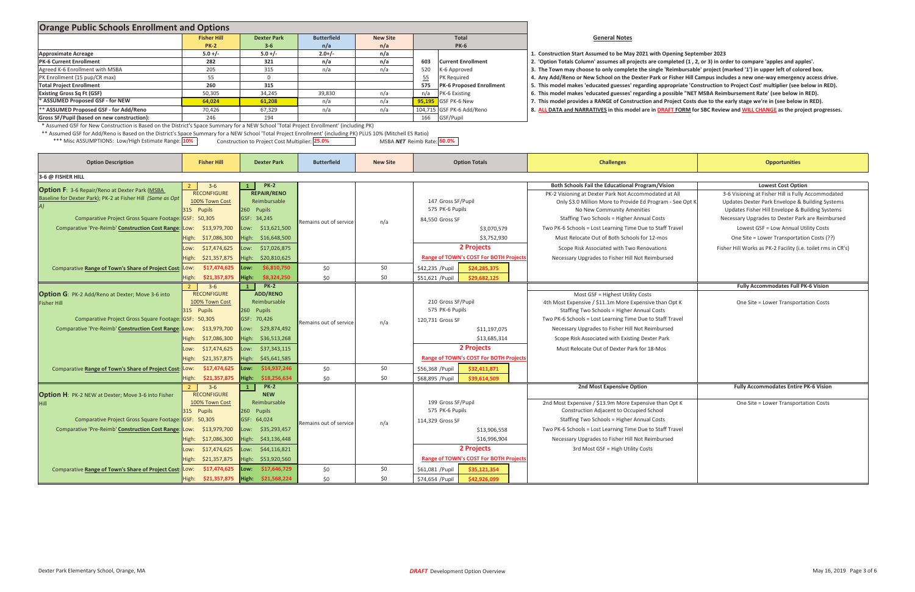## Orange Public Schools Enrollment and Options

| | Fisher Hill | Dexter Park | Butterfield | New Site | Total | |
|---|---|---|---|---|---|---|
| | PK-2 | 3-6 | n/a | n/a | PK-6 | |
| Approximate Acreage | 5.0 +/- | 5.0 +/- | 2.0+/- | n/a | | |
| PK-6 Current Enrollment | 282 | 321 | n/a | n/a | 603 | Current Enrollment |
| Agreed K-6 Enrollment with MSBA | 205 | 315 | n/a | n/a | 520 | K-6 Approved |
| PK Enrollment (15 pup/CR max) | 55 | 0 | | | 55 | PK Required |
| Total Project Enrollment | 260 | 315 | | | 575 | PK-6 Proposed Enrollment |
| Existing Gross Sq Ft (GSF) | 50,305 | 34,245 | 39,830 | n/a | n/a | PK-6 Existing |
| * ASSUMED Proposed GSF - for NEW | 64,024 | 61,208 | n/a | n/a | 95,195 | GSF PK-6 New |
| ** ASSUMED Proposed GSF - for Add/Reno | 70,426 | 67,329 | n/a | n/a | 104,715 | GSF PK-6 Add/Reno |
| Gross SF/Pupil (based on new construction): | 246 | 194 | | | 166 | GSF/Pupil |

\* Assumed GSF for New Construction is Based on the District's Space Summary for a NEW School 'Total Project Enrollment' (including PK)

\*\* Assumed GSF for Add/Reno is Based on the District's Space Summary for a NEW School 'Total Project Enrollment' (including PK) PLUS 10% (Mitchell ES Ratio)

\*\*\* Misc ASSUMPTIONS: Low/High Estimate Range: 10% Construction to Project Cost Multiplier: 25.0% MSBA *NET* Reimb Rate: 60.0%

### General Notes

1. Construction Start Assumed to be May 2021 with Opening September 2023
2. 'Option Totals Column' assumes all projects are completed (1 , 2, or 3) in order to compare 'apples and apples'.
3. The Town may choose to only complete the single 'Reimbursable' project (marked '1') in upper left of colored box.
4. Any Add/Reno or New School on the Dexter Park or Fisher Hill Campus includes a new one-way emergency access drive.
5. This model makes 'educated guesses' regarding appropriate 'Construction to Project Cost' multiplier (see below in RED).
6. This model makes 'educated guesses' regarding a possible "NET MSBA Reimbursement Rate' (see below in RED).
7. This model provides a RANGE of Construction and Project Costs due to the early stage we're in (see below in RED).
8. **ALL DATA and NARRATIVES in this model are in DRAFT FORM for SBC Review and WILL CHANGE as the project progresses.**

| Option Description | Fisher Hill | Dexter Park | Butterfield | New Site | Option Totals | Challenges | Opportunities |
|---|---|---|---|---|---|---|---|
| **3-6 @ FISHER HILL** | | | | | | | |
| **Option F**: 3-6 Repair/Reno at Dexter Park (MSBA Baseline for Dexter Park); PK-2 at Fisher Hill *(Same as Opt A)* | 2 — 3-6 RECONFIGURE, 100% Town Cost, 315 Pupils | 1 — PK-2 REPAIR/RENO, Reimbursable, 260 Pupils | | | 147 Gross SF/Pupil; 575 PK-6 Pupils | **Both Schools Fail the Educational Program/Vision** | **Lowest Cost Option** |
| | | | | | | PK-2 Visioning at Dexter Park Not Accommodated at All | 3-6 Visioning at Fisher Hill is Fully Accommodated |
| | | | | | | Only $3.0 Million More to Provide Ed Program - See Opt K | Updates Dexter Park Envelope & Building Systems |
| | | | | | | No New Community Amenities | Updates Fisher Hill Envelope & Building Systems |
| Comparative Project Gross Square Footage: | GSF: 50,305 | GSF: 34,245 | Remains out of service | n/a | 84,550 Gross SF | Staffing Two Schools = Higher Annual Costs | Necessary Upgrades to Dexter Park are Reimbursed |
| Comparative 'Pre-Reimb' **Construction Cost Range**: | Low: $13,979,700 | Low: $13,621,500 | | | $3,070,579 | Two PK-6 Schools = Lost Learning Time Due to Staff Travel | Lowest GSF = Low Annual Utility Costs |
| | High: $17,086,300 | High: $16,648,500 | | | $3,752,930 | Must Relocate Out of Both Schools for 12-mos | One Site = Lower Transportation Costs (??) |
| | Low: $17,474,625 | Low: $17,026,875 | | | **2 Projects** | Scope Risk Associated with Two Renovations | Fisher Hill Works as PK-2 Facility (i.e. toilet rms in CR's) |
| | High: $21,357,875 | High: $20,810,625 | | | **Range of TOWN's COST For BOTH Projects** | Necessary Upgrades to Fisher Hill Not Reimbursed | |
| Comparative **Range of Town's Share of Project Cost**: | Low: $17,474,625 | Low: $6,810,750 | $0 | $0 | $42,235 /Pupil — $24,285,375 | | |
| | High: $21,357,875 | High: $8,324,250 | $0 | $0 | $51,621 /Pupil — $29,682,125 | | |
| **Option G**: PK-2 Add/Reno at Dexter; Move 3-6 into Fisher Hill | 2 — 3-6 RECONFIGURE, 100% Town Cost, 315 Pupils | 1 — PK-2 ADD/RENO, Reimbursable, 260 Pupils | | | 210 Gross SF/Pupil; 575 PK-6 Pupils | Most GSF = Highest Utility Costs | **Fully Accommodates Full PK-6 Vision** |
| | | | | | | 4th Most Expensive / $11.1m More Expensive than Opt K | One Site = Lower Transportation Costs |
| | | | | | | Staffing Two Schools = Higher Annual Costs | |
| Comparative Project Gross Square Footage: | GSF: 50,305 | GSF: 70,426 | Remains out of service | n/a | 120,731 Gross SF | Two PK-6 Schools = Lost Learning Time Due to Staff Travel | |
| Comparative 'Pre-Reimb' **Construction Cost Range**: | Low: $13,979,700 | Low: $29,874,492 | | | $11,197,075 | Necessary Upgrades to Fisher Hill Not Reimbursed | |
| | High: $17,086,300 | High: $36,513,268 | | | $13,685,314 | Scope Risk Associated with Existing Dexter Park | |
| | Low: $17,474,625 | Low: $37,343,115 | | | **2 Projects** | Must Relocate Out of Dexter Park for 18-Mos | |
| | High: $21,357,875 | High: $45,641,585 | | | **Range of TOWN's COST For BOTH Projects** | | |
| Comparative **Range of Town's Share of Project Cost**: | Low: $17,474,625 | Low: $14,937,246 | $0 | $0 | $56,368 /Pupil — $32,411,871 | | |
| | High: $21,357,875 | High: $18,256,634 | $0 | $0 | $68,895 /Pupil — $39,614,509 | | |
| **Option H**: PK-2 NEW at Dexter; Move 3-6 into Fisher Hill | 2 — 3-6 RECONFIGURE, 100% Town Cost, 315 Pupils | 1 — PK-2 NEW, Reimbursable, 260 Pupils | | | 199 Gross SF/Pupil; 575 PK-6 Pupils | **2nd Most Expensive Option** | **Fully Accommodates Entire PK-6 Vision** |
| | | | | | | 2nd Most Expensive / $13.9m More Expensive than Opt K | One Site = Lower Transportation Costs |
| | | | | | | Construction Adjacent to Occupied School | |
| Comparative Project Gross Square Footage: | GSF: 50,305 | GSF: 64,024 | Remains out of service | n/a | 114,329 Gross SF | Staffing Two Schools = Higher Annual Costs | |
| Comparative 'Pre-Reimb' **Construction Cost Range**: | Low: $13,979,700 | Low: $35,293,457 | | | $13,906,558 | Two PK-6 Schools = Lost Learning Time Due to Staff Travel | |
| | High: $17,086,300 | High: $43,136,448 | | | $16,996,904 | Necessary Upgrades to Fisher Hill Not Reimbursed | |
| | Low: $17,474,625 | Low: $44,116,821 | | | **2 Projects** | 3rd Most GSF = High Utility Costs | |
| | High: $21,357,875 | High: $53,920,560 | | | **Range of TOWN's COST For BOTH Projects** | | |
| Comparative **Range of Town's Share of Project Cost**: | Low: $17,474,625 | Low: $17,646,729 | $0 | $0 | $61,081 /Pupil — $35,121,354 | | |
| | High: $21,357,875 | High: $21,568,224 | $0 | $0 | $74,654 /Pupil — $42,926,099 | | |

Dexter Park Elementary School, Orange, MA — *DRAFT* Development Option Overview — May 16, 2019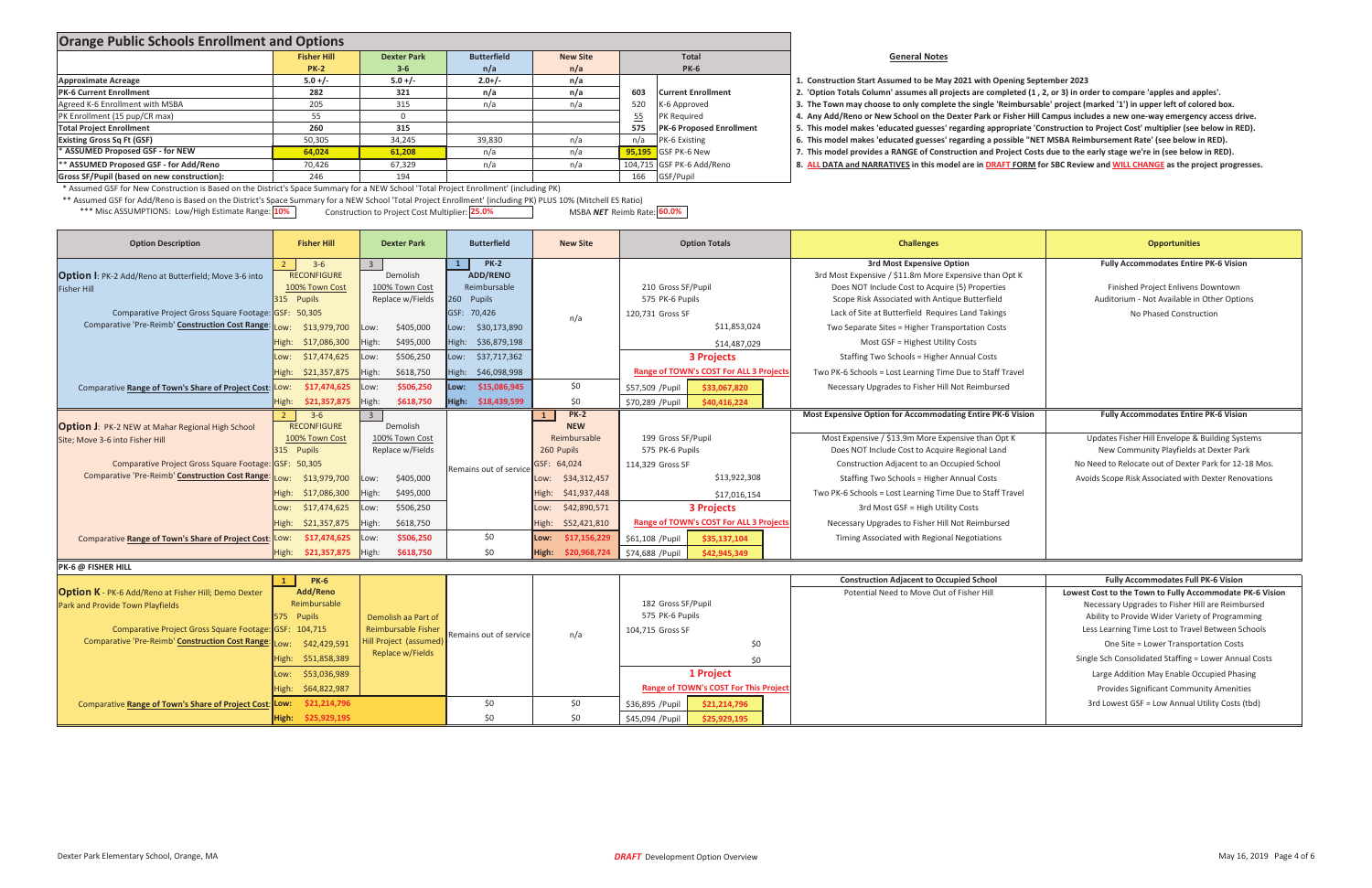# Orange Public Schools Enrollment and Options

| | Fisher Hill | Dexter Park | Butterfield | New Site | Total | |
|---|---|---|---|---|---|---|
| | PK-2 | 3-6 | n/a | n/a | PK-6 | |
| Approximate Acreage | 5.0 +/- | 5.0 +/- | 2.0+/- | n/a | | |
| PK-6 Current Enrollment | 282 | 321 | n/a | n/a | 603 | Current Enrollment |
| Agreed K-6 Enrollment with MSBA | 205 | 315 | n/a | n/a | 520 | K-6 Approved |
| PK Enrollment (15 pup/CR max) | 55 | 0 | | | 55 | PK Required |
| Total Project Enrollment | 260 | 315 | | | 575 | PK-6 Proposed Enrollment |
| Existing Gross Sq Ft (GSF) | 50,305 | 34,245 | 39,830 | n/a | n/a | PK-6 Existing |
| * ASSUMED Proposed GSF - for NEW | 64,024 | 61,208 | n/a | n/a | 95,195 | GSF PK-6 New |
| ** ASSUMED Proposed GSF - for Add/Reno | 70,426 | 67,329 | n/a | n/a | 104,715 | GSF PK-6 Add/Reno |
| Gross SF/Pupil (based on new construction): | 246 | 194 | | | 166 | GSF/Pupil |

\* Assumed GSF for New Construction is Based on the District's Space Summary for a NEW School 'Total Project Enrollment' (including PK)

\*\* Assumed GSF for Add/Reno is Based on the District's Space Summary for a NEW School 'Total Project Enrollment' (including PK) PLUS 10% (Mitchell ES Ratio)

\*\*\* Misc ASSUMPTIONS: Low/High Estimate Range: 10% Construction to Project Cost Multiplier: 25.0% MSBA *NET* Reimb Rate: 60.0%

## General Notes

1. Construction Start Assumed to be May 2021 with Opening September 2023
2. 'Option Totals Column' assumes all projects are completed (1 , 2, or 3) in order to compare 'apples and apples'.
3. The Town may choose to only complete the single 'Reimbursable' project (marked '1') in upper left of colored box.
4. Any Add/Reno or New School on the Dexter Park or Fisher Hill Campus includes a new one-way emergency access drive.
5. This model makes 'educated guesses' regarding appropriate 'Construction to Project Cost' multiplier (see below in RED).
6. This model makes 'educated guesses' regarding a possible "NET MSBA Reimbursement Rate' (see below in RED).
7. This model provides a RANGE of Construction and Project Costs due to the early stage we're in (see below in RED).
8. ALL DATA and NARRATIVES in this model are in DRAFT FORM for SBC Review and WILL CHANGE as the project progresses.

| Option Description | Fisher Hill | Dexter Park | Butterfield | New Site | Option Totals | Challenges | Opportunities |
|---|---|---|---|---|---|---|---|
| **Option I**: PK-2 Add/Reno at Butterfield; Move 3-6 into Fisher Hill | 2 — 3-6 RECONFIGURE, 100% Town Cost, 315 Pupils | 3 — Demolish, 100% Town Cost, Replace w/Fields | 1 — PK-2 ADD/RENO, Reimbursable, 260 Pupils | n/a | 210 Gross SF/Pupil; 575 PK-6 Pupils | **3rd Most Expensive Option**; 3rd Most Expensive / $11.8m More Expensive than Opt K; Does NOT Include Cost to Acquire (5) Properties; Scope Risk Associated with Antique Butterfield; Lack of Site at Butterfield Requires Land Takings; Two Separate Sites = Higher Transportation Costs; Most GSF = Highest Utility Costs; Staffing Two Schools = Higher Annual Costs; Two PK-6 Schools = Lost Learning Time Due to Staff Travel; Necessary Upgrades to Fisher Hill Not Reimbursed | **Fully Accommodates Entire PK-6 Vision**; Finished Project Enlivens Downtown; Auditorium - Not Available in Other Options; No Phased Construction |
| Comparative Project Gross Square Footage: | GSF: 50,305 | | GSF: 70,426 | | 120,731 Gross SF | | |
| Comparative 'Pre-Reimb' **Construction Cost Range**: | Low: $13,979,700 | Low: $405,000 | Low: $30,173,890 | | $11,853,024 | | |
| | High: $17,086,300 | High: $495,000 | High: $36,879,198 | | $14,487,029 | | |
| | Low: $17,474,625 | Low: $506,250 | Low: $37,717,362 | | **3 Projects** | | |
| | High: $21,357,875 | High: $618,750 | High: $46,098,998 | | **Range of TOWN's COST For ALL 3 Projects** | | |
| Comparative **Range of Town's Share of Project Cost**: | Low: $17,474,625 | Low: $506,250 | Low: $15,086,945 | $0 | $57,509 /Pupil — $33,067,820 | | |
| | High: $21,357,875 | High: $618,750 | High: $18,439,599 | $0 | $70,289 /Pupil — $40,416,224 | | |
| **Option J**: PK-2 NEW at Mahar Regional High School Site; Move 3-6 into Fisher Hill | 2 — 3-6 RECONFIGURE, 100% Town Cost, 315 Pupils | 3 — Demolish, 100% Town Cost, Replace w/Fields | Remains out of service | 1 — PK-2 NEW, Reimbursable, 260 Pupils | 199 Gross SF/Pupil; 575 PK-6 Pupils | **Most Expensive Option for Accommodating Entire PK-6 Vision**; Most Expensive / $13.9m More Expensive than Opt K; Does NOT Include Cost to Acquire Regional Land; Construction Adjacent to an Occupied School; Staffing Two Schools = Higher Annual Costs; Two PK-6 Schools = Lost Learning Time Due to Staff Travel; 3rd Most GSF = High Utility Costs; Necessary Upgrades to Fisher Hill Not Reimbursed; Timing Associated with Regional Negotiations | **Fully Accommodates Entire PK-6 Vision**; Updates Fisher Hill Envelope & Building Systems; New Community Playfields at Dexter Park; No Need to Relocate out of Dexter Park for 12-18 Mos.; Avoids Scope Risk Associated with Dexter Renovations |
| Comparative Project Gross Square Footage: | GSF: 50,305 | | | GSF: 64,024 | 114,329 Gross SF | | |
| Comparative 'Pre-Reimb' **Construction Cost Range**: | Low: $13,979,700 | Low: $405,000 | | Low: $34,312,457 | $13,922,308 | | |
| | High: $17,086,300 | High: $495,000 | | High: $41,937,448 | $17,016,154 | | |
| | Low: $17,474,625 | Low: $506,250 | | Low: $42,890,571 | **3 Projects** | | |
| | High: $21,357,875 | High: $618,750 | | High: $52,421,810 | **Range of TOWN's COST For ALL 3 Projects** | | |
| Comparative **Range of Town's Share of Project Cost**: | Low: $17,474,625 | Low: $506,250 | $0 | Low: $17,156,229 | $61,108 /Pupil — $35,137,104 | | |
| | High: $21,357,875 | High: $618,750 | $0 | High: $20,968,724 | $74,688 /Pupil — $42,945,349 | | |

**PK-6 @ FISHER HILL**

| Option Description | Fisher Hill | Dexter Park | Butterfield | New Site | Option Totals | Challenges | Opportunities |
|---|---|---|---|---|---|---|---|
| **Option K** - PK-6 Add/Reno at Fisher Hill; Demo Dexter Park and Provide Town Playfields | 1 — PK-6 Add/Reno, Reimbursable, 575 Pupils | Demolish aa Part of Reimbursable Fisher Hill Project (assumed) Replace w/Fields | Remains out of service | n/a | 182 Gross SF/Pupil; 575 PK-6 Pupils | **Construction Adjacent to Occupied School**; Potential Need to Move Out of Fisher Hill | **Fully Accommodates Full PK-6 Vision**; **Lowest Cost to the Town to Fully Accommodate PK-6 Vision**; Necessary Upgrades to Fisher Hill are Reimbursed; Ability to Provide Wider Variety of Programming; Less Learning Time Lost to Travel Between Schools; One Site = Lower Transportation Costs; Single Sch Consolidated Staffing = Lower Annual Costs; Large Addition May Enable Occupied Phasing; Provides Significant Community Amenities; 3rd Lowest GSF = Low Annual Utility Costs (tbd) |
| Comparative Project Gross Square Footage: | GSF: 104,715 | | | | 104,715 Gross SF | | |
| Comparative 'Pre-Reimb' **Construction Cost Range**: | Low: $42,429,591 | | | | $0 | | |
| | High: $51,858,389 | | | | $0 | | |
| | Low: $53,036,989 | | | | **1 Project** | | |
| | High: $64,822,987 | | | | **Range of TOWN's COST For This Project** | | |
| Comparative **Range of Town's Share of Project Cost**: | Low: $21,214,796 | | $0 | $0 | $36,895 /Pupil — $21,214,796 | | |
| | High: $25,929,195 | | $0 | $0 | $45,094 /Pupil — $25,929,195 | | |

Dexter Park Elementary School, Orange, MA — *DRAFT* Development Option Overview — May 16, 2019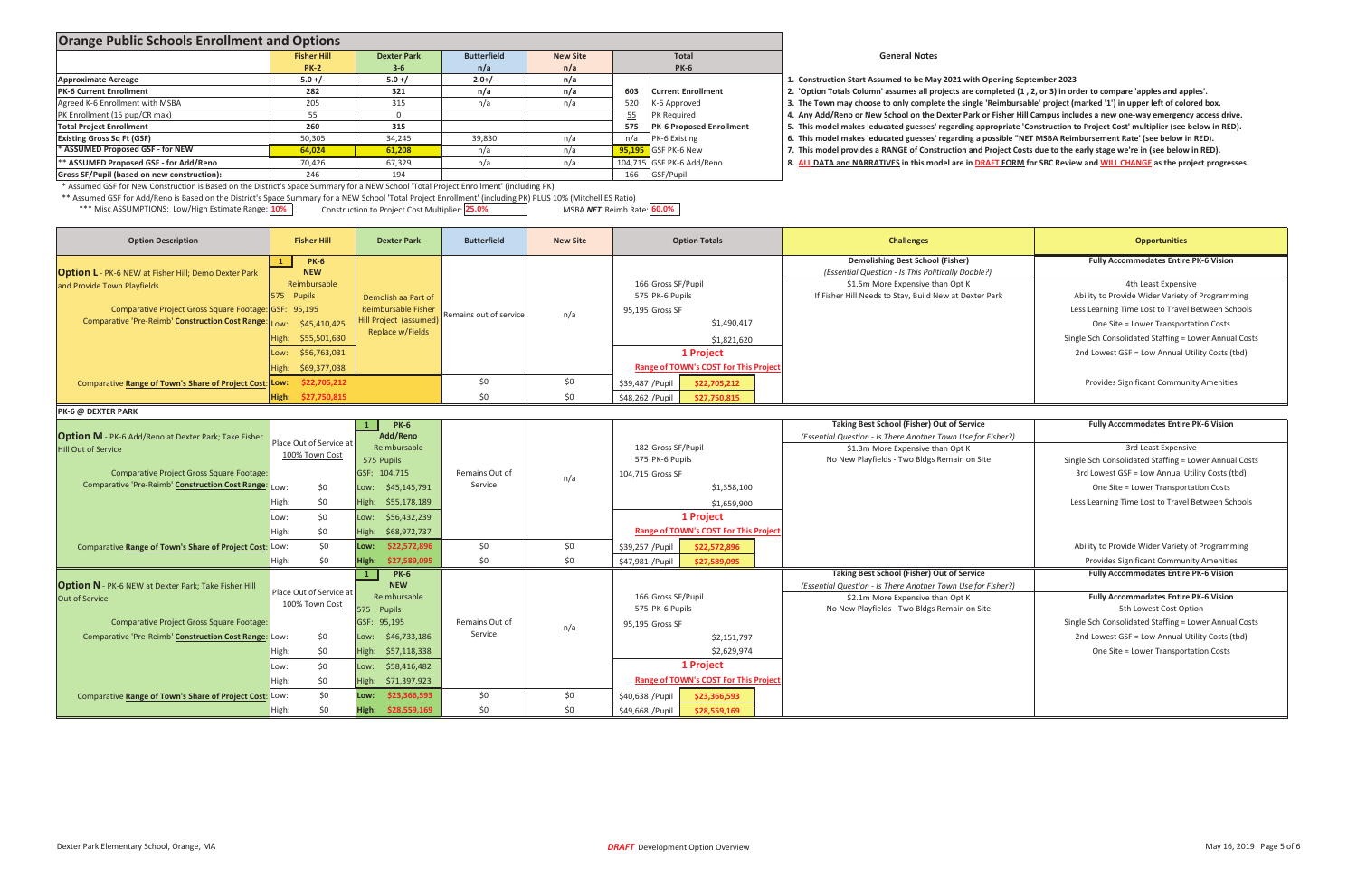# Orange Public Schools Enrollment and Options

| | Fisher Hill PK-2 | Dexter Park 3-6 | Butterfield n/a | New Site n/a | Total PK-6 | |
|---|---|---|---|---|---|---|
| Approximate Acreage | 5.0 +/- | 5.0 +/- | 2.0+/- | n/a | | |
| PK-6 Current Enrollment | 282 | 321 | n/a | n/a | 603 | Current Enrollment |
| Agreed K-6 Enrollment with MSBA | 205 | 315 | n/a | n/a | 520 | K-6 Approved |
| PK Enrollment (15 pup/CR max) | 55 | 0 | | | 55 | PK Required |
| Total Project Enrollment | 260 | 315 | | | 575 | PK-6 Proposed Enrollment |
| Existing Gross Sq Ft (GSF) | 50,305 | 34,245 | 39,830 | n/a | n/a | PK-6 Existing |
| * ASSUMED Proposed GSF - for NEW | 64,024 | 61,208 | n/a | n/a | 95,195 | GSF PK-6 New |
| ** ASSUMED Proposed GSF - for Add/Reno | 70,426 | 67,329 | n/a | n/a | 104,715 | GSF PK-6 Add/Reno |
| Gross SF/Pupil (based on new construction): | 246 | 194 | | | 166 | GSF/Pupil |

\* Assumed GSF for New Construction is Based on the District's Space Summary for a NEW School 'Total Project Enrollment' (including PK)

\** Assumed GSF for Add/Reno is Based on the District's Space Summary for a NEW School 'Total Project Enrollment' (including PK) PLUS 10% (Mitchell ES Ratio)

\*** Misc ASSUMPTIONS: Low/High Estimate Range: **10%** Construction to Project Cost Multiplier: **25.0%** MSBA *NET* Reimb Rate: **60.0%**

## General Notes

1. Construction Start Assumed to be May 2021 with Opening September 2023
2. 'Option Totals Column' assumes all projects are completed (1 , 2, or 3) in order to compare 'apples and apples'.
3. The Town may choose to only complete the single 'Reimbursable' project (marked '1') in upper left of colored box.
4. Any Add/Reno or New School on the Dexter Park or Fisher Hill Campus includes a new one-way emergency access drive.
5. This model makes 'educated guesses' regarding appropriate 'Construction to Project Cost' multiplier (see below in RED).
6. This model makes 'educated guesses' regarding a possible "NET MSBA Reimbursement Rate' (see below in RED).
7. This model provides a RANGE of Construction and Project Costs due to the early stage we're in (see below in RED).
8. **ALL DATA and NARRATIVES** in this model are in **DRAFT FORM** for SBC Review and **WILL CHANGE** as the project progresses.

| Option Description | Fisher Hill | Dexter Park | Butterfield | New Site | Option Totals | Challenges | Opportunities |
|---|---|---|---|---|---|---|---|
| **Option L** - PK-6 NEW at Fisher Hill; Demo Dexter Park and Provide Town Playfields | 1 PK-6 NEW Reimbursable 575 Pupils | Demolish aa Part of Reimbursable Fisher Hill Project (assumed) Replace w/Fields | Remains out of service | n/a | 166 Gross SF/Pupil; 575 PK-6 Pupils; 95,195 Gross SF | **Demolishing Best School (Fisher)** *(Essential Question - Is This Politically Doable?)* | **Fully Accommodates Entire PK-6 Vision** |
| Comparative Project Gross Square Footage: | GSF: 95,195 | | | | | $1.5m More Expensive than Opt K | 4th Least Expensive |
| Comparative 'Pre-Reimb' **Construction Cost Range**: | Low: $45,410,425 | | | | $1,490,417 | If Fisher Hill Needs to Stay, Build New at Dexter Park | Ability to Provide Wider Variety of Programming |
| | High: $55,501,630 | | | | $1,821,620 | | Less Learning Time Lost to Travel Between Schools |
| | Low: $56,763,031 | | | | **1 Project** | | One Site = Lower Transportation Costs |
| | High: $69,377,038 | | | | **Range of TOWN's COST For This Project** | | Single Sch Consolidated Staffing = Lower Annual Costs; 2nd Lowest GSF = Low Annual Utility Costs (tbd) |
| Comparative **Range of Town's Share of Project Cost**: | Low: $22,705,212 | | $0 | $0 | $39,487 /Pupil — $22,705,212 | | Provides Significant Community Amenities |
| | High: $27,750,815 | | $0 | $0 | $48,262 /Pupil — $27,750,815 | | |

**PK-6 @ DEXTER PARK**

| Option Description | Fisher Hill | Dexter Park | Butterfield | New Site | Option Totals | Challenges | Opportunities |
|---|---|---|---|---|---|---|---|
| **Option M** - PK-6 Add/Reno at Dexter Park; Take Fisher Hill Out of Service | Place Out of Service at 100% Town Cost | 1 PK-6 Add/Reno Reimbursable 575 Pupils | Remains Out of Service | n/a | 182 Gross SF/Pupil; 575 PK-6 Pupils; 104,715 Gross SF | **Taking Best School (Fisher) Out of Service** *(Essential Question - Is There Another Town Use for Fisher?)* | **Fully Accommodates Entire PK-6 Vision** |
| Comparative Project Gross Square Footage: | | GSF: 104,715 | | | | $1.3m More Expensive than Opt K | 3rd Least Expensive |
| Comparative 'Pre-Reimb' **Construction Cost Range**: | Low: $0 | Low: $45,145,791 | | | $1,358,100 | No New Playfields - Two Bldgs Remain on Site | Single Sch Consolidated Staffing = Lower Annual Costs |
| | High: $0 | High: $55,178,189 | | | $1,659,900 | | 3rd Lowest GSF = Low Annual Utility Costs (tbd) |
| | Low: $0 | Low: $56,432,239 | | | **1 Project** | | One Site = Lower Transportation Costs |
| | High: $0 | High: $68,972,737 | | | **Range of TOWN's COST For This Project** | | Less Learning Time Lost to Travel Between Schools |
| Comparative **Range of Town's Share of Project Cost**: | Low: $0 | Low: $22,572,896 | $0 | $0 | $39,257 /Pupil — $22,572,896 | | Ability to Provide Wider Variety of Programming |
| | High: $0 | High: $27,589,095 | $0 | $0 | $47,981 /Pupil — $27,589,095 | | Provides Significant Community Amenities |
| **Option N** - PK-6 NEW at Dexter Park; Take Fisher Hill Out of Service | Place Out of Service at 100% Town Cost | 1 PK-6 NEW Reimbursable 575 Pupils | Remains Out of Service | n/a | 166 Gross SF/Pupil; 575 PK-6 Pupils; 95,195 Gross SF | **Taking Best School (Fisher) Out of Service** *(Essential Question - Is There Another Town Use for Fisher?)* | **Fully Accommodates Entire PK-6 Vision** |
| Comparative Project Gross Square Footage: | | GSF: 95,195 | | | | $2.1m More Expensive than Opt K | **Fully Accommodates Entire PK-6 Vision**; 5th Lowest Cost Option |
| Comparative 'Pre-Reimb' **Construction Cost Range**: | Low: $0 | Low: $46,733,186 | | | $2,151,797 | No New Playfields - Two Bldgs Remain on Site | Single Sch Consolidated Staffing = Lower Annual Costs |
| | High: $0 | High: $57,118,338 | | | $2,629,974 | | 2nd Lowest GSF = Low Annual Utility Costs (tbd) |
| | Low: $0 | Low: $58,416,482 | | | **1 Project** | | One Site = Lower Transportation Costs |
| | High: $0 | High: $71,397,923 | | | **Range of TOWN's COST For This Project** | | |
| Comparative **Range of Town's Share of Project Cost**: | Low: $0 | Low: $23,366,593 | $0 | $0 | $40,638 /Pupil — $23,366,593 | | |
| | High: $0 | High: $28,559,169 | $0 | $0 | $49,668 /Pupil — $28,559,169 | | |

Dexter Park Elementary School, Orange, MA — *DRAFT* Development Option Overview — May 16, 2019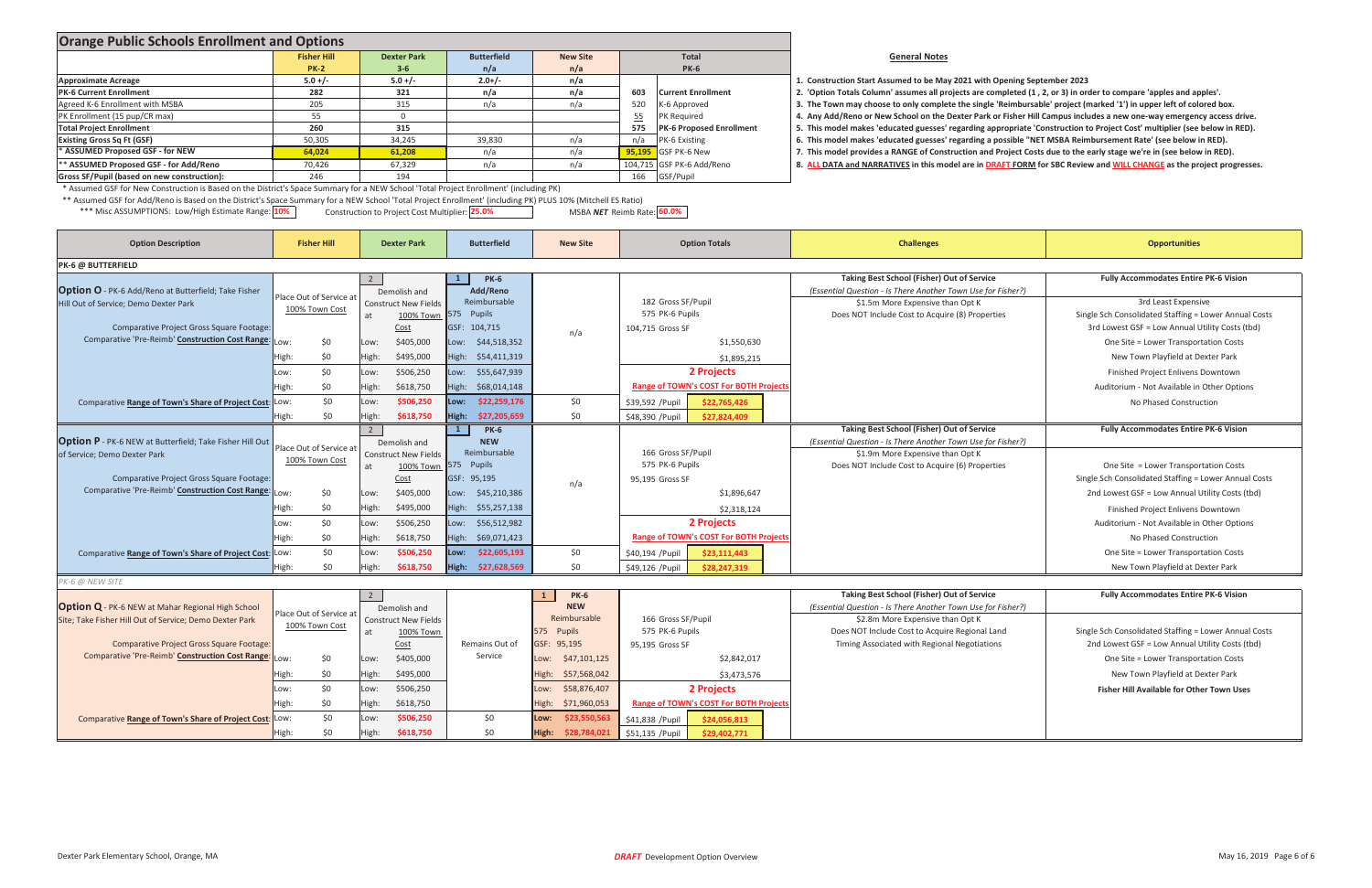## Orange Public Schools Enrollment and Options

| | Fisher Hill PK-2 | Dexter Park 3-6 | Butterfield n/a | New Site n/a | Total PK-6 | |
|---|---|---|---|---|---|---|
| Approximate Acreage | 5.0 +/- | 5.0 +/- | 2.0+/- | n/a | | |
| PK-6 Current Enrollment | 282 | 321 | n/a | n/a | 603 | Current Enrollment |
| Agreed K-6 Enrollment with MSBA | 205 | 315 | n/a | n/a | 520 | K-6 Approved |
| PK Enrollment (15 pup/CR max) | 55 | 0 | | | 55 | PK Required |
| Total Project Enrollment | 260 | 315 | | | 575 | PK-6 Proposed Enrollment |
| Existing Gross Sq Ft (GSF) | 50,305 | 34,245 | 39,830 | n/a | n/a | PK-6 Existing |
| * ASSUMED Proposed GSF - for NEW | 64,024 | 61,208 | n/a | n/a | 95,195 | GSF PK-6 New |
| ** ASSUMED Proposed GSF - for Add/Reno | 70,426 | 67,329 | n/a | n/a | 104,715 | GSF PK-6 Add/Reno |
| Gross SF/Pupil (based on new construction): | 246 | 194 | | | 166 | GSF/Pupil |

* Assumed GSF for New Construction is Based on the District's Space Summary for a NEW School 'Total Project Enrollment' (including PK)

** Assumed GSF for Add/Reno is Based on the District's Space Summary for a NEW School 'Total Project Enrollment' (including PK) PLUS 10% (Mitchell ES Ratio)

*** Misc ASSUMPTIONS: Low/High Estimate Range: 10% Construction to Project Cost Multiplier: 25.0% MSBA ***NET*** Reimb Rate: 60.0%

### General Notes

1. Construction Start Assumed to be May 2021 with Opening September 2023
2. 'Option Totals Column' assumes all projects are completed (1 , 2, or 3) in order to compare 'apples and apples'.
3. The Town may choose to only complete the single 'Reimbursable' project (marked '1') in upper left of colored box.
4. Any Add/Reno or New School on the Dexter Park or Fisher Hill Campus includes a new one-way emergency access drive.
5. This model makes 'educated guesses' regarding appropriate 'Construction to Project Cost' multiplier (see below in RED).
6. This model makes 'educated guesses' regarding a possible "NET MSBA Reimbursement Rate' (see below in RED).
7. This model provides a RANGE of Construction and Project Costs due to the early stage we're in (see below in RED).
8. **ALL DATA and NARRATIVES** in this model are in **DRAFT FORM** for SBC Review and **WILL CHANGE** as the project progresses.

| Option Description | Fisher Hill | Dexter Park | Butterfield | New Site | Option Totals | Challenges | Opportunities |
|---|---|---|---|---|---|---|---|
| **PK-6 @ BUTTERFIELD** | | | | | | | |
| **Option O** - PK-6 Add/Reno at Butterfield; Take Fisher Hill Out of Service; Demo Dexter Park | Place Out of Service at 100% Town Cost | 2 — Demolish and Construct New Fields at 100% Town Cost | 1 — PK-6 Add/Reno Reimbursable; 575 Pupils | n/a | 182 Gross SF/Pupil; 575 PK-6 Pupils | **Taking Best School (Fisher) Out of Service** *(Essential Question - Is There Another Town Use for Fisher?)* | **Fully Accommodates Entire PK-6 Vision** |
| Comparative Project Gross Square Footage: | | | GSF: 104,715 | | 104,715 Gross SF | $1.5m More Expensive than Opt K | 3rd Least Expensive |
| Comparative 'Pre-Reimb' **Construction Cost Range**: | Low: $0 | Low: $405,000 | Low: $44,518,352 | | $1,550,630 | Does NOT Include Cost to Acquire (8) Properties | Single Sch Consolidated Staffing = Lower Annual Costs |
| | High: $0 | High: $495,000 | High: $54,411,319 | | $1,895,215 | | 3rd Lowest GSF = Low Annual Utility Costs (tbd) |
| | Low: $0 | Low: $506,250 | Low: $55,647,939 | | **2 Projects** | | One Site = Lower Transportation Costs |
| | High: $0 | High: $618,750 | High: $68,014,148 | | **Range of TOWN's COST For BOTH Projects** | | New Town Playfield at Dexter Park |
| Comparative **Range of Town's Share of Project Cost**: | Low: $0 | Low: **$506,250** | Low: **$22,259,176** | $0 | $39,592 /Pupil — **$22,765,426** | | Finished Project Enlivens Downtown |
| | High: $0 | High: **$618,750** | High: **$27,205,659** | $0 | $48,390 /Pupil — **$27,824,409** | | Auditorium - Not Available in Other Options |
| | | | | | | | No Phased Construction |
| **Option P** - PK-6 NEW at Butterfield; Take Fisher Hill Out of Service; Demo Dexter Park | Place Out of Service at 100% Town Cost | 2 — Demolish and Construct New Fields at 100% Town Cost | 1 — PK-6 NEW Reimbursable; 575 Pupils | n/a | 166 Gross SF/Pupil; 575 PK-6 Pupils | **Taking Best School (Fisher) Out of Service** *(Essential Question - Is There Another Town Use for Fisher?)* | **Fully Accommodates Entire PK-6 Vision** |
| Comparative Project Gross Square Footage: | | | GSF: 95,195 | | 95,195 Gross SF | $1.9m More Expensive than Opt K | |
| Comparative 'Pre-Reimb' **Construction Cost Range**: | Low: $0 | Low: $405,000 | Low: $45,210,386 | | $1,896,647 | Does NOT Include Cost to Acquire (6) Properties | One Site = Lower Transportation Costs |
| | High: $0 | High: $495,000 | High: $55,257,138 | | $2,318,124 | | Single Sch Consolidated Staffing = Lower Annual Costs |
| | Low: $0 | Low: $506,250 | Low: $56,512,982 | | **2 Projects** | | 2nd Lowest GSF = Low Annual Utility Costs (tbd) |
| | High: $0 | High: $618,750 | High: $69,071,423 | | **Range of TOWN's COST For BOTH Projects** | | Finished Project Enlivens Downtown |
| Comparative **Range of Town's Share of Project Cost**: | Low: $0 | Low: **$506,250** | Low: **$22,605,193** | $0 | $40,194 /Pupil — **$23,111,443** | | Auditorium - Not Available in Other Options |
| | High: $0 | High: **$618,750** | High: **$27,628,569** | $0 | $49,126 /Pupil — **$28,247,319** | | No Phased Construction |
| | | | | | | | One Site = Lower Transportation Costs |
| | | | | | | | New Town Playfield at Dexter Park |
| *PK-6 @ NEW SITE* | | | | | | | |
| **Option Q** - PK-6 NEW at Mahar Regional High School Site; Take Fisher Hill Out of Service; Demo Dexter Park | Place Out of Service at 100% Town Cost | 2 — Demolish and Construct New Fields at 100% Town Cost | Remains Out of Service | 1 — PK-6 NEW Reimbursable; 575 Pupils | 166 Gross SF/Pupil; 575 PK-6 Pupils | **Taking Best School (Fisher) Out of Service** *(Essential Question - Is There Another Town Use for Fisher?)* | **Fully Accommodates Entire PK-6 Vision** |
| Comparative Project Gross Square Footage: | | | | GSF: 95,195 | 95,195 Gross SF | $2.8m More Expensive than Opt K | |
| Comparative 'Pre-Reimb' **Construction Cost Range**: | Low: $0 | Low: $405,000 | | Low: $47,101,125 | $2,842,017 | Does NOT Include Cost to Acquire Regional Land | Single Sch Consolidated Staffing = Lower Annual Costs |
| | High: $0 | High: $495,000 | | High: $57,568,042 | $3,473,576 | Timing Associated with Regional Negotiations | 2nd Lowest GSF = Low Annual Utility Costs (tbd) |
| | Low: $0 | Low: $506,250 | | Low: $58,876,407 | **2 Projects** | | One Site = Lower Transportation Costs |
| | High: $0 | High: $618,750 | | High: $71,960,053 | **Range of TOWN's COST For BOTH Projects** | | New Town Playfield at Dexter Park |
| Comparative **Range of Town's Share of Project Cost**: | Low: $0 | Low: **$506,250** | $0 | Low: **$23,550,563** | $41,838 /Pupil — **$24,056,813** | | **Fisher Hill Available for Other Town Uses** |
| | High: $0 | High: **$618,750** | $0 | High: **$28,784,021** | $51,135 /Pupil — **$29,402,771** | | |

Dexter Park Elementary School, Orange, MA — *DRAFT* Development Option Overview — May 16, 2019